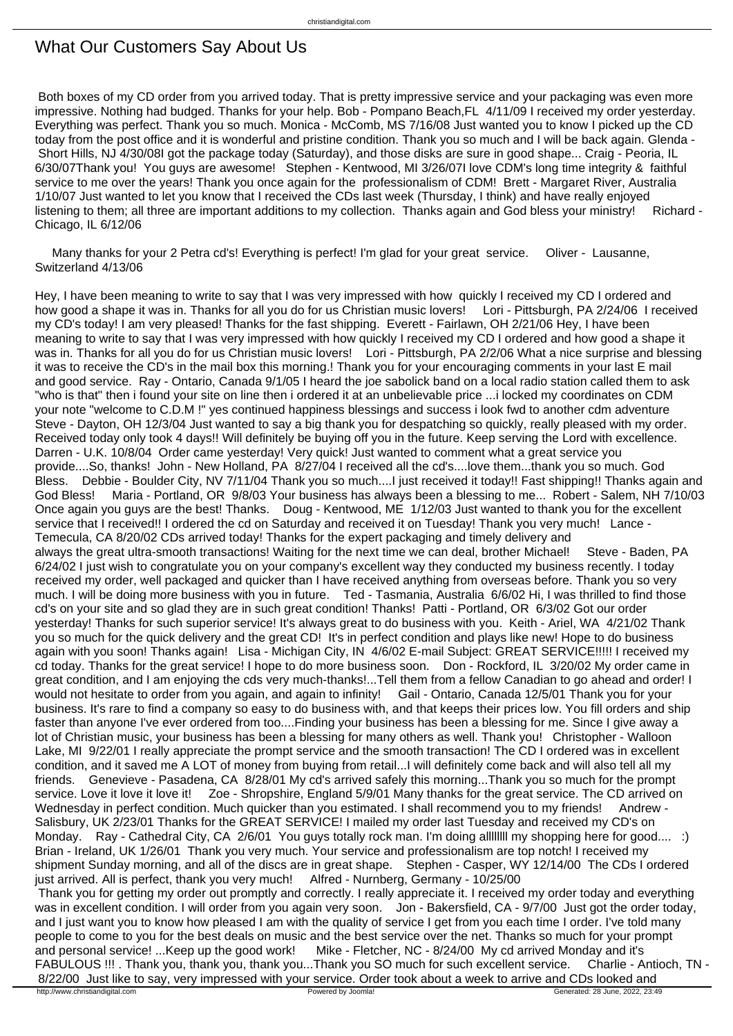# What Our Customers Say About Us

Both boxes of my CD order from you arrived today. That is pretty impressive service and your packaging was even more impressive. Nothing had budged. Thanks for your help. Bob - Pompano Beach,FL 4/11/09 I received my order yesterday. Everything was perfect. Thank you so much. Monica - McComb, MS 7/16/08 Just wanted you to know I picked up the CD today from the post office and it is wonderful and pristine condition. Thank you so much and I will be back again. Glenda - Short Hills, NJ 4/30/08I got the package today (Saturday), and those disks are sure in good shape... Craig - Peoria, IL 6/30/07Thank you! You guys are awesome! Stephen - Kentwood, MI 3/26/07I love CDM's long time integrity & faithful service to me over the years! Thank you once again for the professionalism of CDM! Brett - Margaret River, Australia 1/10/07 Just wanted to let you know that I received the CDs last week (Thursday, I think) and have really enjoyed listening to them; all three are important additions to my collection. Thanks again and God bless your ministry! Richard - Chicago, IL 6/12/06

Many thanks for your 2 Petra cd's! Everything is perfect! I'm glad for your great service. Oliver - Lausanne, Switzerland 4/13/06

Hey, I have been meaning to write to say that I was very impressed with how quickly I received my CD I ordered and how good a shape it was in. Thanks for all you do for us Christian music lovers! Lori - Pittsburgh, PA 2/24/06 I received my CD's today! I am very pleased! Thanks for the fast shipping. Everett - Fairlawn, OH 2/21/06 Hey, I have been meaning to write to say that I was very impressed with how quickly I received my CD I ordered and how good a shape it was in. Thanks for all you do for us Christian music lovers! Lori - Pittsburgh, PA 2/2/06 What a nice surprise and blessing it was to receive the CD's in the mail box this morning.! Thank you for your encouraging comments in your last E mail and good service. Ray - Ontario, Canada 9/1/05 I heard the joe sabolick band on a local radio station called them to ask "who is that" then i found your site on line then i ordered it at an unbelievable price ...i locked my coordinates on CDM your note "welcome to C.D.M !" yes continued happiness blessings and success i look fwd to another cdm adventure Steve - Dayton, OH 12/3/04 Just wanted to say a big thank you for despatching so quickly, really pleased with my order. Received today only took 4 days!! Will definitely be buying off you in the future. Keep serving the Lord with excellence. Darren - U.K. 10/8/04 Order came yesterday! Very quick! Just wanted to comment what a great service you provide....So, thanks! John - New Holland, PA 8/27/04 I received all the cd's....love them...thank you so much. God Bless. Debbie - Boulder City, NV 7/11/04 Thank you so much....I just received it today!! Fast shipping!! Thanks again and God Bless! Maria - Portland, OR 9/8/03 Your business has always been a blessing to me... Robert - Salem, NH 7/10/03 Once again you guys are the best! Thanks. Doug - Kentwood, ME 1/12/03 Just wanted to thank you for the excellent service that I received!! I ordered the cd on Saturday and received it on Tuesday! Thank you very much! Lance - Temecula, CA 8/20/02 CDs arrived today! Thanks for the expert packaging and timely delivery and always the great ultra-smooth transactions! Waiting for the next time we can deal, brother Michael! Steve - Baden, PA 6/24/02 I just wish to congratulate you on your company's excellent way they conducted my business recently. I today received my order, well packaged and quicker than I have received anything from overseas before. Thank you so very much. I will be doing more business with you in future. Ted - Tasmania, Australia 6/6/02 Hi, I was thrilled to find those cd's on your site and so glad they are in such great condition! Thanks! Patti - Portland, OR 6/3/02 Got our order yesterday! Thanks for such superior service! It's always great to do business with you. Keith - Ariel, WA 4/21/02 Thank you so much for the quick delivery and the great CD! It's in perfect condition and plays like new! Hope to do business again with you soon! Thanks again! Lisa - Michigan City, IN 4/6/02 E-mail Subject: GREAT SERVICE!!!!! I received my cd today. Thanks for the great service! I hope to do more business soon. Don - Rockford, IL 3/20/02 My order came in great condition, and I am enjoying the cds very much-thanks!...Tell them from a fellow Canadian to go ahead and order! I would not hesitate to order from you again, and again to infinity! Gail - Ontario, Canada 12/5/01 Thank you for your business. It's rare to find a company so easy to do business with, and that keeps their prices low. You fill orders and ship faster than anyone I've ever ordered from too....Finding your business has been a blessing for me. Since I give away a lot of Christian music, your business has been a blessing for many others as well. Thank you! Christopher - Walloon Lake, MI 9/22/01 I really appreciate the prompt service and the smooth transaction! The CD I ordered was in excellent condition, and it saved me A LOT of money from buying from retail...I will definitely come back and will also tell all my friends. Genevieve - Pasadena, CA 8/28/01 My cd's arrived safely this morning...Thank you so much for the prompt service. Love it love it love it! Zoe - Shropshire, England 5/9/01 Many thanks for the great service. The CD arrived on Wednesday in perfect condition. Much quicker than you estimated. I shall recommend you to my friends! Andrew - Salisbury, UK 2/23/01 Thanks for the GREAT SERVICE! I mailed my order last Tuesday and received my CD's on Monday. Ray - Cathedral City, CA 2/6/01 You guys totally rock man. I'm doing alllllll my shopping here for good.... :) Brian - Ireland, UK 1/26/01 Thank you very much. Your service and professionalism are top notch! I received my shipment Sunday morning, and all of the discs are in great shape. Stephen - Casper, WY 12/14/00 The CDs I ordered just arrived. All is perfect, thank you very much! Alfred - Nurnberg, Germany - 10/25/00

Thank you for getting my order out promptly and correctly. I really appreciate it. I received my order today and everything was in excellent condition. I will order from you again very soon. Jon - Bakersfield, CA - 9/7/00 Just got the order today, and I just want you to know how pleased I am with the quality of service I get from you each time I order. I've told many people to come to you for the best deals on music and the best service over the net. Thanks so much for your prompt and personal service! ...Keep up the good work! Mike - Fletcher, NC - 8/24/00 My cd arrived Monday and it's FABULOUS !!! . Thank you, thank you, thank you...Thank you SO much for such excellent service. Charlie - Antioch, TN - 8/22/00 Just like to say, very impressed with your service. Order took about a week to arrive and CDs looked and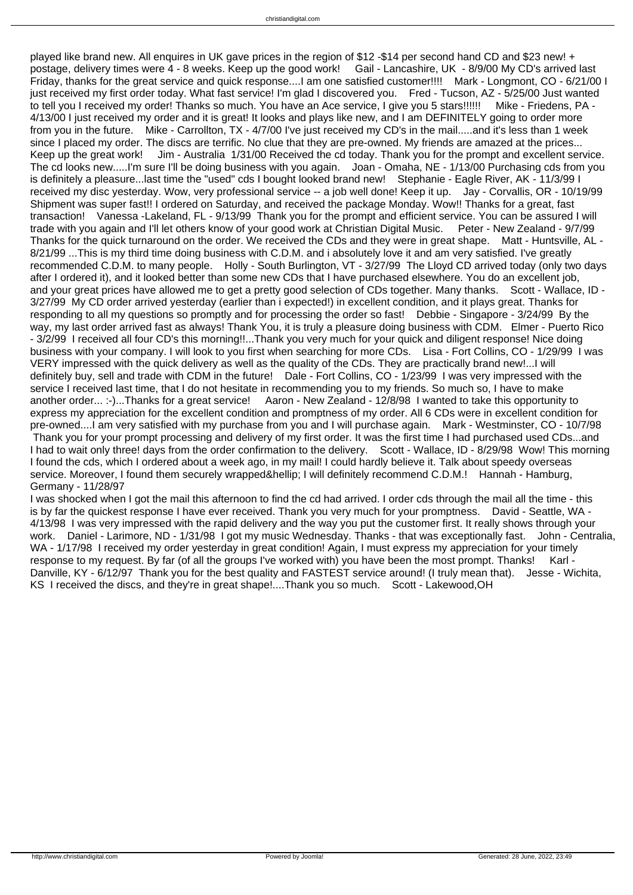played like brand new. All enquires in UK gave prices in the region of $12 -$14 per second hand CD and $23 new! + postage, delivery times were 4 - 8 weeks. Keep up the good work!    Gail - Lancashire, UK  - 8/9/00 My CD's arrived last Friday, thanks for the great service and quick response....I am one satisfied customer!!!!    Mark - Longmont, CO - 6/21/00 I just received my first order today. What fast service! I'm glad I discovered you.    Fred - Tucson, AZ - 5/25/00 Just wanted to tell you I received my order! Thanks so much. You have an Ace service, I give you 5 stars!!!!!!    Mike - Friedens, PA - 4/13/00 I just received my order and it is great! It looks and plays like new, and I am DEFINITELY going to order more from you in the future.    Mike - Carrollton, TX - 4/7/00 I've just received my CD's in the mail.....and it's less than 1 week since I placed my order. The discs are terrific. No clue that they are pre-owned. My friends are amazed at the prices... Keep up the great work!    Jim - Australia  1/31/00 Received the cd today. Thank you for the prompt and excellent service. The cd looks new.....I'm sure I'll be doing business with you again.    Joan - Omaha, NE - 1/13/00 Purchasing cds from you is definitely a pleasure...last time the "used" cds I bought looked brand new!    Stephanie - Eagle River, AK - 11/3/99 I received my disc yesterday. Wow, very professional service -- a job well done! Keep it up.    Jay - Corvallis, OR - 10/19/99 Shipment was super fast!! I ordered on Saturday, and received the package Monday. Wow!! Thanks for a great, fast transaction!    Vanessa -Lakeland, FL - 9/13/99  Thank you for the prompt and efficient service. You can be assured I will trade with you again and I'll let others know of your good work at Christian Digital Music.    Peter - New Zealand - 9/7/99 Thanks for the quick turnaround on the order. We received the CDs and they were in great shape.    Matt - Huntsville, AL - 8/21/99 ...This is my third time doing business with C.D.M. and i absolutely love it and am very satisfied. I've greatly recommended C.D.M. to many people.    Holly - South Burlington, VT - 3/27/99  The Lloyd CD arrived today (only two days after I ordered it), and it looked better than some new CDs that I have purchased elsewhere. You do an excellent job, and your great prices have allowed me to get a pretty good selection of CDs together. Many thanks.    Scott - Wallace, ID - 3/27/99  My CD order arrived yesterday (earlier than i expected!) in excellent condition, and it plays great. Thanks for responding to all my questions so promptly and for processing the order so fast!    Debbie - Singapore - 3/24/99  By the way, my last order arrived fast as always! Thank You, it is truly a pleasure doing business with CDM.    Elmer - Puerto Rico - 3/2/99  I received all four CD's this morning!!...Thank you very much for your quick and diligent response! Nice doing business with your company. I will look to you first when searching for more CDs.    Lisa - Fort Collins, CO - 1/29/99  I was VERY impressed with the quick delivery as well as the quality of the CDs. They are practically brand new!...I will definitely buy, sell and trade with CDM in the future!    Dale - Fort Collins, CO - 1/23/99  I was very impressed with the service I received last time, that I do not hesitate in recommending you to my friends. So much so, I have to make another order... :-)...Thanks for a great service!    Aaron - New Zealand - 12/8/98  I wanted to take this opportunity to express my appreciation for the excellent condition and promptness of my order. All 6 CDs were in excellent condition for pre-owned....I am very satisfied with my purchase from you and I will purchase again.    Mark - Westminster, CO - 10/7/98  Thank you for your prompt processing and delivery of my first order. It was the first time I had purchased used CDs...and I had to wait only three! days from the order confirmation to the delivery.    Scott - Wallace, ID - 8/29/98  Wow! This morning I found the cds, which I ordered about a week ago, in my mail! I could hardly believe it. Talk about speedy overseas service. Moreover, I found them securely wrapped&hellip; I will definitely recommend C.D.M.!    Hannah - Hamburg, Germany - 11/28/97

I was shocked when I got the mail this afternoon to find the cd had arrived. I order cds through the mail all the time - this is by far the quickest response I have ever received. Thank you very much for your promptness.    David - Seattle, WA - 4/13/98  I was very impressed with the rapid delivery and the way you put the customer first. It really shows through your work.    Daniel - Larimore, ND - 1/31/98  I got my music Wednesday. Thanks - that was exceptionally fast.    John - Centralia, WA - 1/17/98  I received my order yesterday in great condition! Again, I must express my appreciation for your timely response to my request. By far (of all the groups I've worked with) you have been the most prompt. Thanks!    Karl - Danville, KY - 6/12/97  Thank you for the best quality and FASTEST service around! (I truly mean that).    Jesse - Wichita, KS  I received the discs, and they're in great shape!....Thank you so much.    Scott - Lakewood,OH